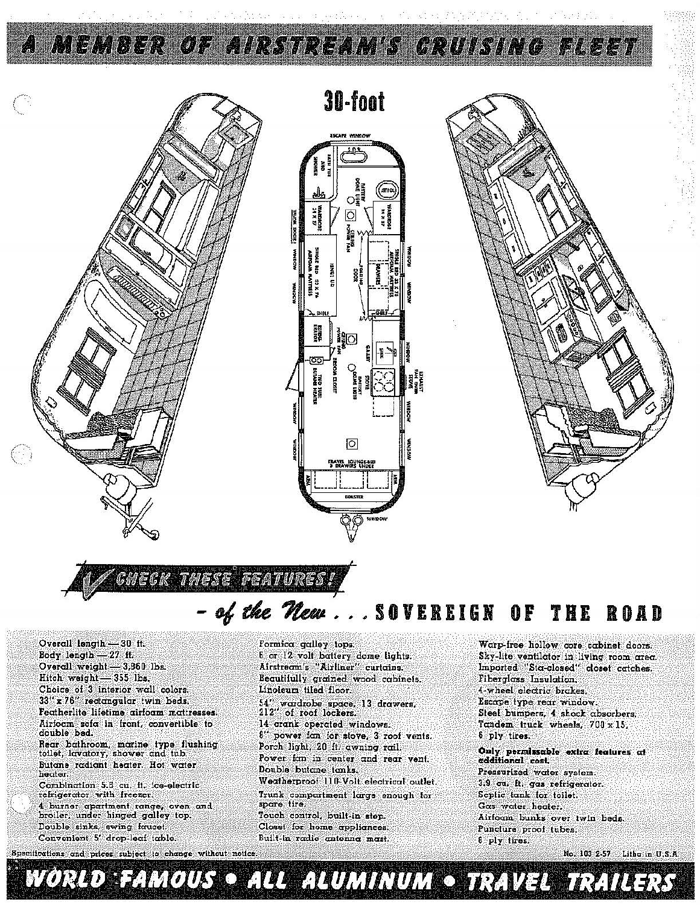# A MEMBER OF AIRSTREAM'S CRUISING FLEET

## 30-foot

## CHECK THESE FEATURES!

## - of the New . . . SOVEREIGN OF THE ROAD

Overall length — 30 ft.
Body length — 27 ft.
Overall weight — 3,360 lbs.
Hitch weight — 355 lbs.
Choice of 3 interior wall colors.
33" x 76" rectangular twin beds.
Featherlite lifetime airfoam mattresses.
Airfoam sofa in front, convertible to double bed.
Rear bathroom, marine type flushing toilet, lavatory, shower and tub.
Butane radiant heater. Hot water heater.
Combination 5.5 cu. ft. ice-electric refrigerator with freezer.
4 burner apartment range, oven and broiler, under hinged galley top.
Double sinks, swing faucet.
Convenient 5' drop-leaf table.

Formica galley tops.
6 or 12 volt battery dome lights.
Airstream's "Airliner" curtains.
Beautifully grained wood cabinets.
Linoleum tiled floor.
54" wardrobe space, 13 drawers, 212" of roof lockers.
14 crank operated windows.
8" power fan for stove, 3 roof vents.
Porch light, 20 ft. awning rail.
Power fan in center and rear vent.
Double butane tanks.
Weatherproof 110-Volt electrical outlet.
Trunk compartment large enough for spare tire.
Touch control, built-in step.
Closet for home appliances.
Built-in radio antenna mast.

Warp-free hollow core cabinet doors.
Sky-lite ventilator in living room area.
Imported "Sta-closed" closet catches.
Fiberglass Insulation.
4-wheel electric brakes.
Escape type rear window.
Steel bumpers, 4 shock absorbers.
Tandem truck wheels, 700 x 15, 6 ply tires.

**Only permissable extra features at additional cost.**
Pressurized water system.
3.9 cu. ft. gas refrigerator.
Septic tank for toilet.
Gas water heater.
Airfoam bunks over twin beds.
Puncture proof tubes.
8 ply tires.

Specifications and prices subject to change without notice.

No. 103 2-57 Litho in U.S.A.

**WORLD FAMOUS • ALL ALUMINUM • TRAVEL TRAILERS**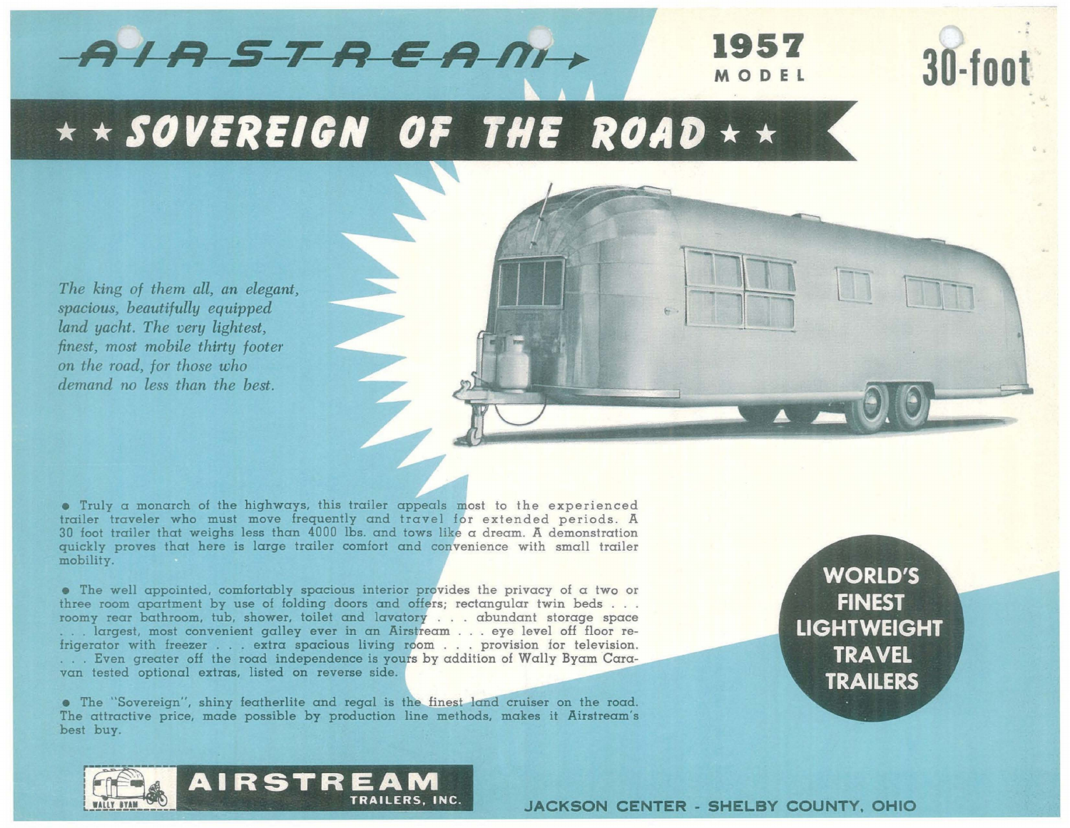AIRSTREAM

1957 MODEL

30-foot

# ★ ★ SOVEREIGN OF THE ROAD ★ ★

*The king of them all, an elegant, spacious, beautifully equipped land yacht. The very lightest, finest, most mobile thirty footer on the road, for those who demand no less than the best.*

• Truly a monarch of the highways, this trailer appeals most to the experienced trailer traveler who must move frequently and travel for extended periods. A 30 foot trailer that weighs less than 4000 lbs. and tows like a dream. A demonstration quickly proves that here is large trailer comfort and convenience with small trailer mobility.

• The well appointed, comfortably spacious interior provides the privacy of a two or three room apartment by use of folding doors and offers; rectangular twin beds . . . roomy rear bathroom, tub, shower, toilet and lavatory . . . abundant storage space . . . largest, most convenient galley ever in an Airstream . . . eye level off floor refrigerator with freezer . . . extra spacious living room . . . provision for television. . . . Even greater off the road independence is yours by addition of Wally Byam Caravan tested optional extras, listed on reverse side.

• The "Sovereign", shiny featherlite and regal is the finest land cruiser on the road. The attractive price, made possible by production line methods, makes it Airstream's best buy.

**WORLD'S FINEST LIGHTWEIGHT TRAVEL TRAILERS**

WALLY BYAM

**AIRSTREAM TRAILERS, INC.**

JACKSON CENTER - SHELBY COUNTY, OHIO